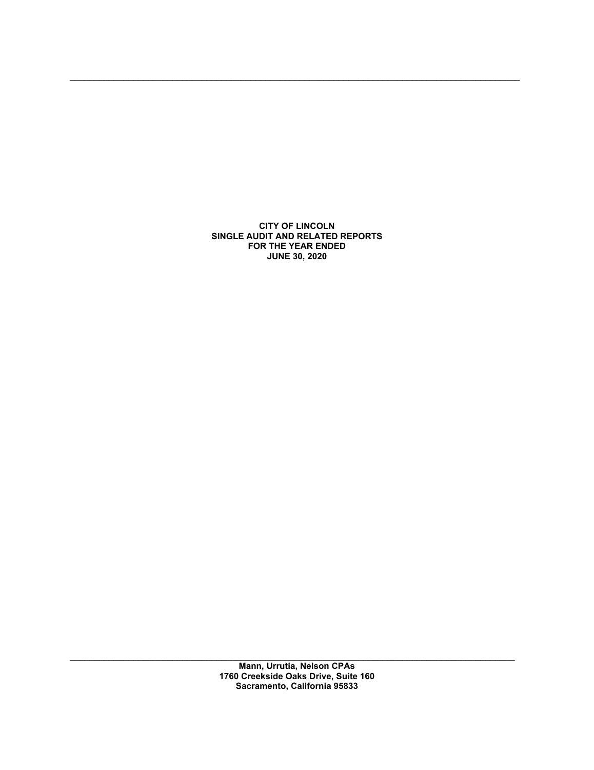**CITY OF LINCOLN**
**SINGLE AUDIT AND RELATED REPORTS**
**FOR THE YEAR ENDED**
**JUNE 30, 2020**

**Mann, Urrutia, Nelson CPAs**
**1760 Creekside Oaks Drive, Suite 160**
**Sacramento, California 95833**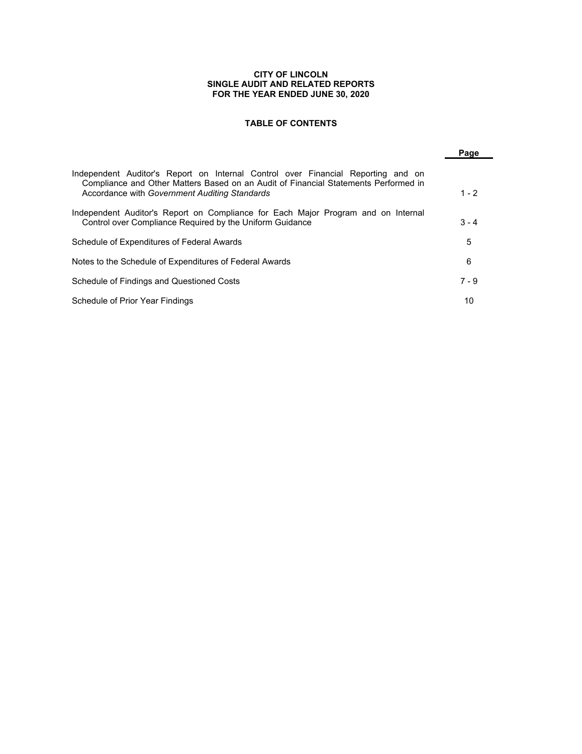**CITY OF LINCOLN**
**SINGLE AUDIT AND RELATED REPORTS**
**FOR THE YEAR ENDED JUNE 30, 2020**

**TABLE OF CONTENTS**

| | Page |
|---|---|
| Independent Auditor's Report on Internal Control over Financial Reporting and on Compliance and Other Matters Based on an Audit of Financial Statements Performed in Accordance with *Government Auditing Standards* | 1 - 2 |
| Independent Auditor's Report on Compliance for Each Major Program and on Internal Control over Compliance Required by the Uniform Guidance | 3 - 4 |
| Schedule of Expenditures of Federal Awards | 5 |
| Notes to the Schedule of Expenditures of Federal Awards | 6 |
| Schedule of Findings and Questioned Costs | 7 - 9 |
| Schedule of Prior Year Findings | 10 |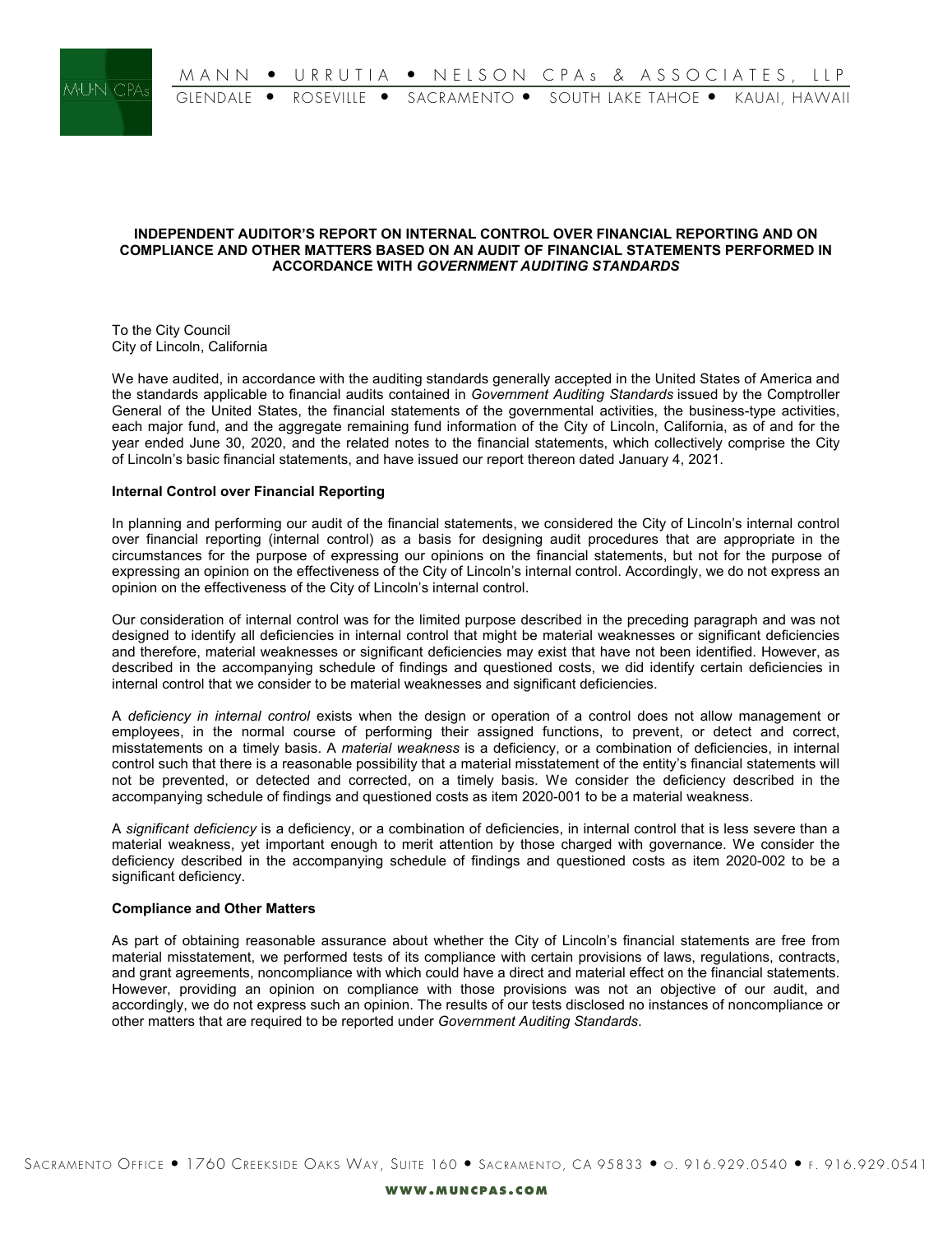# INDEPENDENT AUDITOR'S REPORT ON INTERNAL CONTROL OVER FINANCIAL REPORTING AND ON COMPLIANCE AND OTHER MATTERS BASED ON AN AUDIT OF FINANCIAL STATEMENTS PERFORMED IN ACCORDANCE WITH *GOVERNMENT AUDITING STANDARDS*

To the City Council
City of Lincoln, California

We have audited, in accordance with the auditing standards generally accepted in the United States of America and the standards applicable to financial audits contained in *Government Auditing Standards* issued by the Comptroller General of the United States, the financial statements of the governmental activities, the business-type activities, each major fund, and the aggregate remaining fund information of the City of Lincoln, California, as of and for the year ended June 30, 2020, and the related notes to the financial statements, which collectively comprise the City of Lincoln's basic financial statements, and have issued our report thereon dated January 4, 2021.

**Internal Control over Financial Reporting**

In planning and performing our audit of the financial statements, we considered the City of Lincoln's internal control over financial reporting (internal control) as a basis for designing audit procedures that are appropriate in the circumstances for the purpose of expressing our opinions on the financial statements, but not for the purpose of expressing an opinion on the effectiveness of the City of Lincoln's internal control. Accordingly, we do not express an opinion on the effectiveness of the City of Lincoln's internal control.

Our consideration of internal control was for the limited purpose described in the preceding paragraph and was not designed to identify all deficiencies in internal control that might be material weaknesses or significant deficiencies and therefore, material weaknesses or significant deficiencies may exist that have not been identified. However, as described in the accompanying schedule of findings and questioned costs, we did identify certain deficiencies in internal control that we consider to be material weaknesses and significant deficiencies.

A *deficiency in internal control* exists when the design or operation of a control does not allow management or employees, in the normal course of performing their assigned functions, to prevent, or detect and correct, misstatements on a timely basis. A *material weakness* is a deficiency, or a combination of deficiencies, in internal control such that there is a reasonable possibility that a material misstatement of the entity's financial statements will not be prevented, or detected and corrected, on a timely basis. We consider the deficiency described in the accompanying schedule of findings and questioned costs as item 2020-001 to be a material weakness.

A *significant deficiency* is a deficiency, or a combination of deficiencies, in internal control that is less severe than a material weakness, yet important enough to merit attention by those charged with governance. We consider the deficiency described in the accompanying schedule of findings and questioned costs as item 2020-002 to be a significant deficiency.

**Compliance and Other Matters**

As part of obtaining reasonable assurance about whether the City of Lincoln's financial statements are free from material misstatement, we performed tests of its compliance with certain provisions of laws, regulations, contracts, and grant agreements, noncompliance with which could have a direct and material effect on the financial statements. However, providing an opinion on compliance with those provisions was not an objective of our audit, and accordingly, we do not express such an opinion. The results of our tests disclosed no instances of noncompliance or other matters that are required to be reported under *Government Auditing Standards*.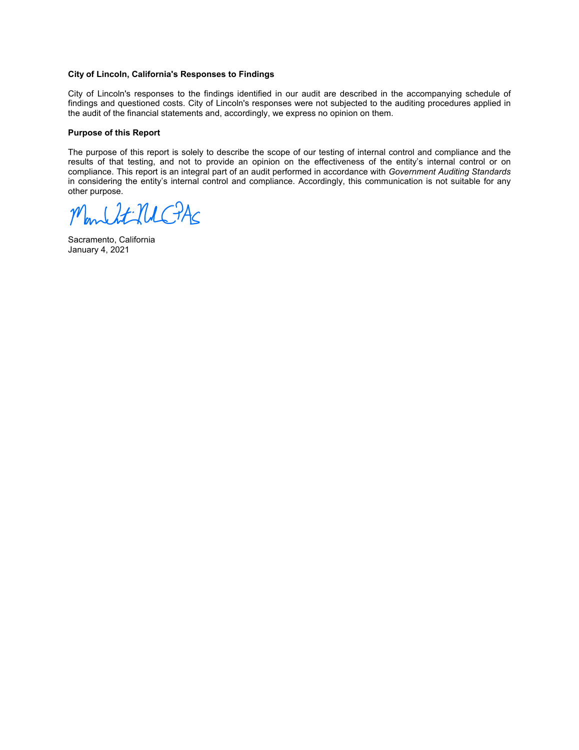**City of Lincoln, California's Responses to Findings**

City of Lincoln's responses to the findings identified in our audit are described in the accompanying schedule of findings and questioned costs. City of Lincoln's responses were not subjected to the auditing procedures applied in the audit of the financial statements and, accordingly, we express no opinion on them.

**Purpose of this Report**

The purpose of this report is solely to describe the scope of our testing of internal control and compliance and the results of that testing, and not to provide an opinion on the effectiveness of the entity's internal control or on compliance. This report is an integral part of an audit performed in accordance with *Government Auditing Standards* in considering the entity's internal control and compliance. Accordingly, this communication is not suitable for any other purpose.

Sacramento, California
January 4, 2021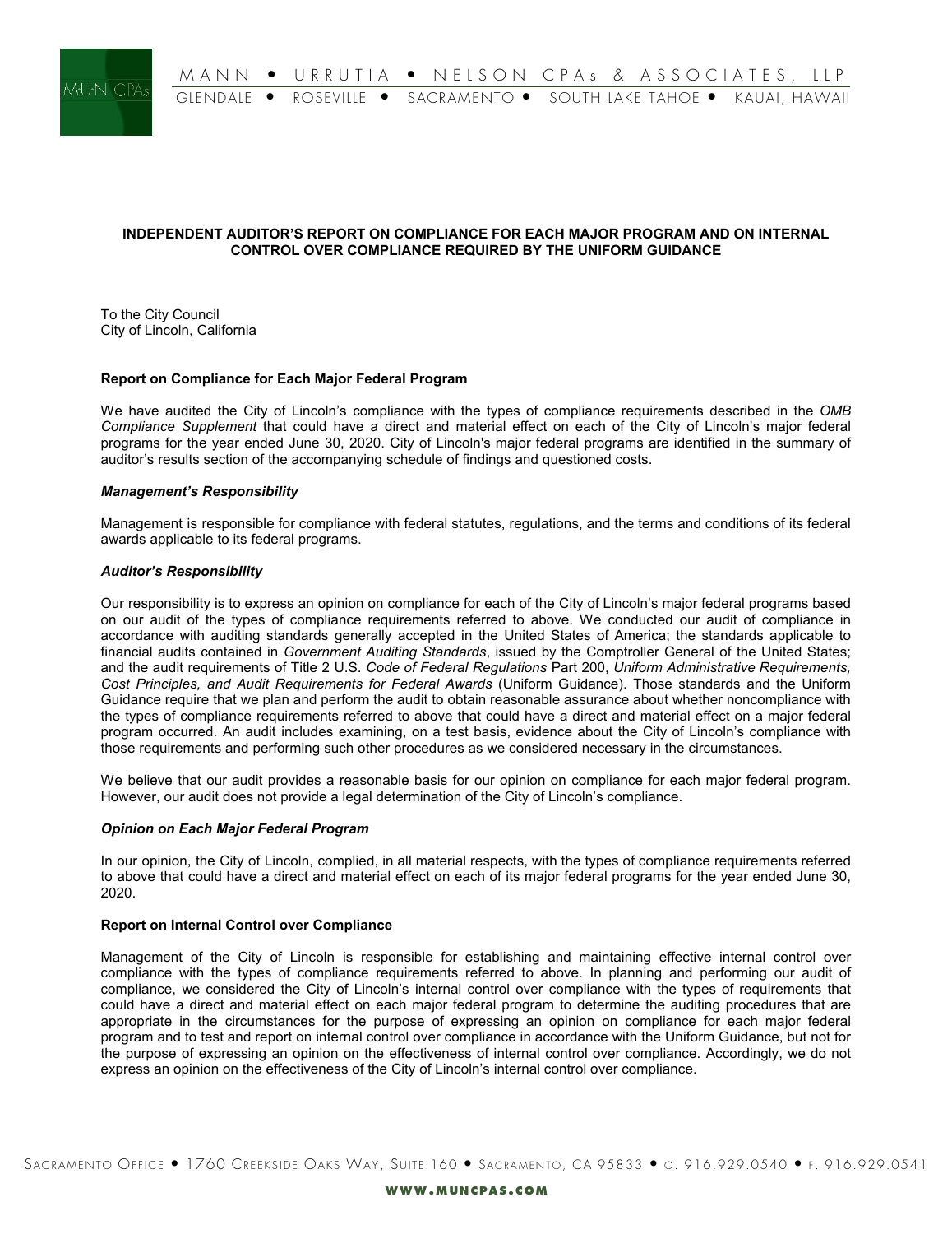# INDEPENDENT AUDITOR'S REPORT ON COMPLIANCE FOR EACH MAJOR PROGRAM AND ON INTERNAL CONTROL OVER COMPLIANCE REQUIRED BY THE UNIFORM GUIDANCE

To the City Council
City of Lincoln, California

## Report on Compliance for Each Major Federal Program

We have audited the City of Lincoln's compliance with the types of compliance requirements described in the *OMB Compliance Supplement* that could have a direct and material effect on each of the City of Lincoln's major federal programs for the year ended June 30, 2020. City of Lincoln's major federal programs are identified in the summary of auditor's results section of the accompanying schedule of findings and questioned costs.

### *Management's Responsibility*

Management is responsible for compliance with federal statutes, regulations, and the terms and conditions of its federal awards applicable to its federal programs.

### *Auditor's Responsibility*

Our responsibility is to express an opinion on compliance for each of the City of Lincoln's major federal programs based on our audit of the types of compliance requirements referred to above. We conducted our audit of compliance in accordance with auditing standards generally accepted in the United States of America; the standards applicable to financial audits contained in *Government Auditing Standards*, issued by the Comptroller General of the United States; and the audit requirements of Title 2 U.S. *Code of Federal Regulations* Part 200, *Uniform Administrative Requirements, Cost Principles, and Audit Requirements for Federal Awards* (Uniform Guidance). Those standards and the Uniform Guidance require that we plan and perform the audit to obtain reasonable assurance about whether noncompliance with the types of compliance requirements referred to above that could have a direct and material effect on a major federal program occurred. An audit includes examining, on a test basis, evidence about the City of Lincoln's compliance with those requirements and performing such other procedures as we considered necessary in the circumstances.

We believe that our audit provides a reasonable basis for our opinion on compliance for each major federal program. However, our audit does not provide a legal determination of the City of Lincoln's compliance.

### *Opinion on Each Major Federal Program*

In our opinion, the City of Lincoln, complied, in all material respects, with the types of compliance requirements referred to above that could have a direct and material effect on each of its major federal programs for the year ended June 30, 2020.

## Report on Internal Control over Compliance

Management of the City of Lincoln is responsible for establishing and maintaining effective internal control over compliance with the types of compliance requirements referred to above. In planning and performing our audit of compliance, we considered the City of Lincoln's internal control over compliance with the types of requirements that could have a direct and material effect on each major federal program to determine the auditing procedures that are appropriate in the circumstances for the purpose of expressing an opinion on compliance for each major federal program and to test and report on internal control over compliance in accordance with the Uniform Guidance, but not for the purpose of expressing an opinion on the effectiveness of internal control over compliance. Accordingly, we do not express an opinion on the effectiveness of the City of Lincoln's internal control over compliance.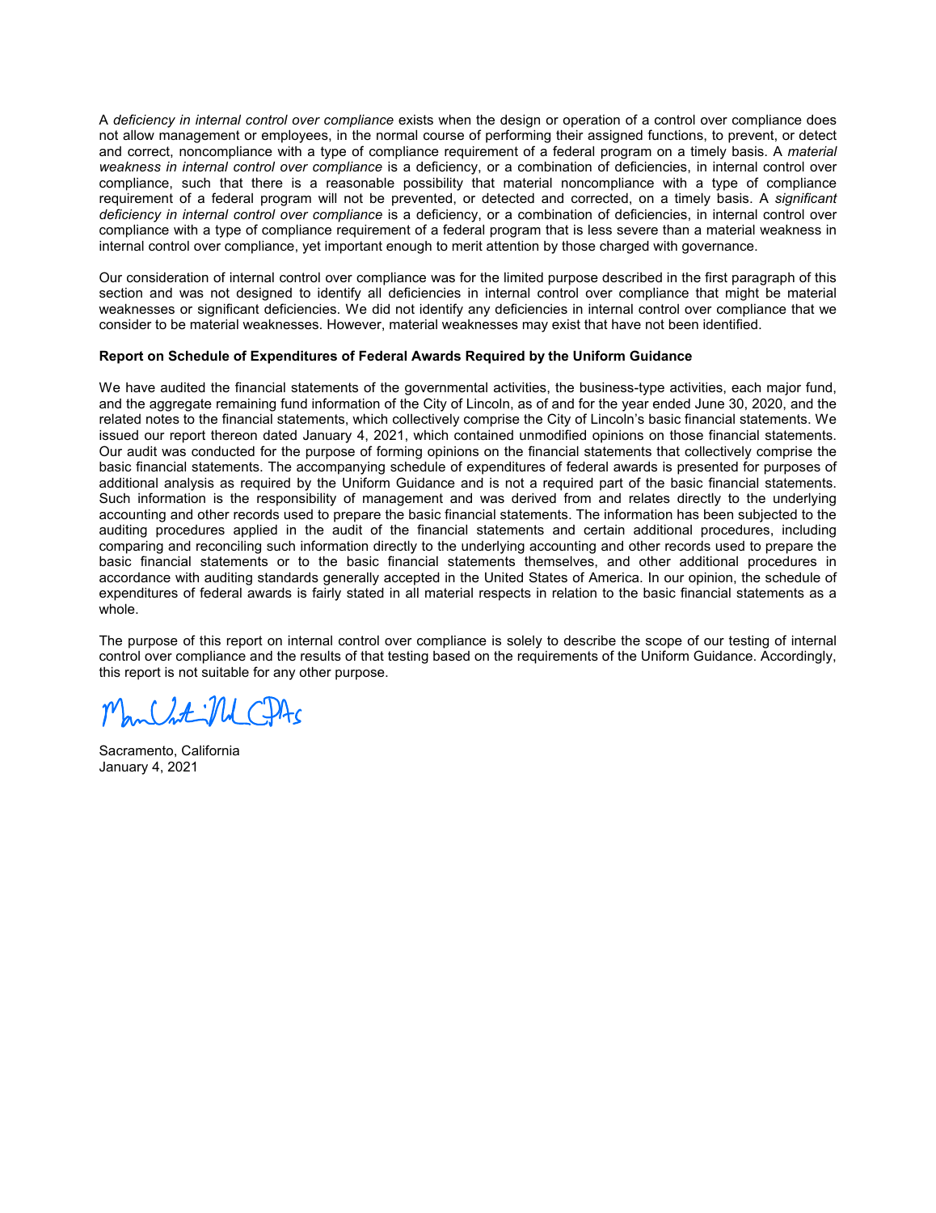A *deficiency in internal control over compliance* exists when the design or operation of a control over compliance does not allow management or employees, in the normal course of performing their assigned functions, to prevent, or detect and correct, noncompliance with a type of compliance requirement of a federal program on a timely basis. A *material weakness in internal control over compliance* is a deficiency, or a combination of deficiencies, in internal control over compliance, such that there is a reasonable possibility that material noncompliance with a type of compliance requirement of a federal program will not be prevented, or detected and corrected, on a timely basis. A *significant deficiency in internal control over compliance* is a deficiency, or a combination of deficiencies, in internal control over compliance with a type of compliance requirement of a federal program that is less severe than a material weakness in internal control over compliance, yet important enough to merit attention by those charged with governance.

Our consideration of internal control over compliance was for the limited purpose described in the first paragraph of this section and was not designed to identify all deficiencies in internal control over compliance that might be material weaknesses or significant deficiencies. We did not identify any deficiencies in internal control over compliance that we consider to be material weaknesses. However, material weaknesses may exist that have not been identified.

**Report on Schedule of Expenditures of Federal Awards Required by the Uniform Guidance**

We have audited the financial statements of the governmental activities, the business-type activities, each major fund, and the aggregate remaining fund information of the City of Lincoln, as of and for the year ended June 30, 2020, and the related notes to the financial statements, which collectively comprise the City of Lincoln's basic financial statements. We issued our report thereon dated January 4, 2021, which contained unmodified opinions on those financial statements. Our audit was conducted for the purpose of forming opinions on the financial statements that collectively comprise the basic financial statements. The accompanying schedule of expenditures of federal awards is presented for purposes of additional analysis as required by the Uniform Guidance and is not a required part of the basic financial statements. Such information is the responsibility of management and was derived from and relates directly to the underlying accounting and other records used to prepare the basic financial statements. The information has been subjected to the auditing procedures applied in the audit of the financial statements and certain additional procedures, including comparing and reconciling such information directly to the underlying accounting and other records used to prepare the basic financial statements or to the basic financial statements themselves, and other additional procedures in accordance with auditing standards generally accepted in the United States of America. In our opinion, the schedule of expenditures of federal awards is fairly stated in all material respects in relation to the basic financial statements as a whole.

The purpose of this report on internal control over compliance is solely to describe the scope of our testing of internal control over compliance and the results of that testing based on the requirements of the Uniform Guidance. Accordingly, this report is not suitable for any other purpose.

Maze & Associates CPAs

Sacramento, California
January 4, 2021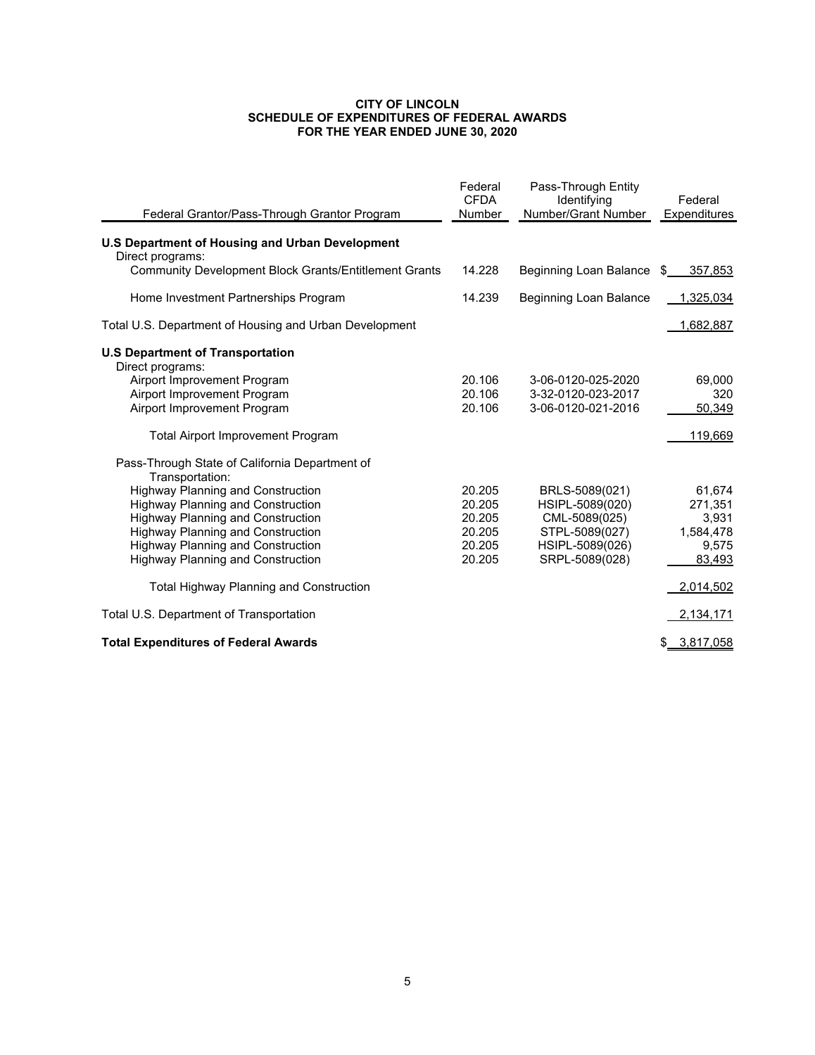**CITY OF LINCOLN**
**SCHEDULE OF EXPENDITURES OF FEDERAL AWARDS**
**FOR THE YEAR ENDED JUNE 30, 2020**

| Federal Grantor/Pass-Through Grantor Program | Federal CFDA Number | Pass-Through Entity Identifying Number/Grant Number | Federal Expenditures |
|---|---|---|---|
| **U.S Department of Housing and Urban Development** | | | |
| Direct programs: | | | |
| Community Development Block Grants/Entitlement Grants | 14.228 | Beginning Loan Balance | $ 357,853 |
| Home Investment Partnerships Program | 14.239 | Beginning Loan Balance | 1,325,034 |
| Total U.S. Department of Housing and Urban Development | | | 1,682,887 |
| **U.S Department of Transportation** | | | |
| Direct programs: | | | |
| Airport Improvement Program | 20.106 | 3-06-0120-025-2020 | 69,000 |
| Airport Improvement Program | 20.106 | 3-32-0120-023-2017 | 320 |
| Airport Improvement Program | 20.106 | 3-06-0120-021-2016 | 50,349 |
| Total Airport Improvement Program | | | 119,669 |
| Pass-Through State of California Department of Transportation: | | | |
| Highway Planning and Construction | 20.205 | BRLS-5089(021) | 61,674 |
| Highway Planning and Construction | 20.205 | HSIPL-5089(020) | 271,351 |
| Highway Planning and Construction | 20.205 | CML-5089(025) | 3,931 |
| Highway Planning and Construction | 20.205 | STPL-5089(027) | 1,584,478 |
| Highway Planning and Construction | 20.205 | HSIPL-5089(026) | 9,575 |
| Highway Planning and Construction | 20.205 | SRPL-5089(028) | 83,493 |
| Total Highway Planning and Construction | | | 2,014,502 |
| Total U.S. Department of Transportation | | | 2,134,171 |
| **Total Expenditures of Federal Awards** | | | $ 3,817,058 |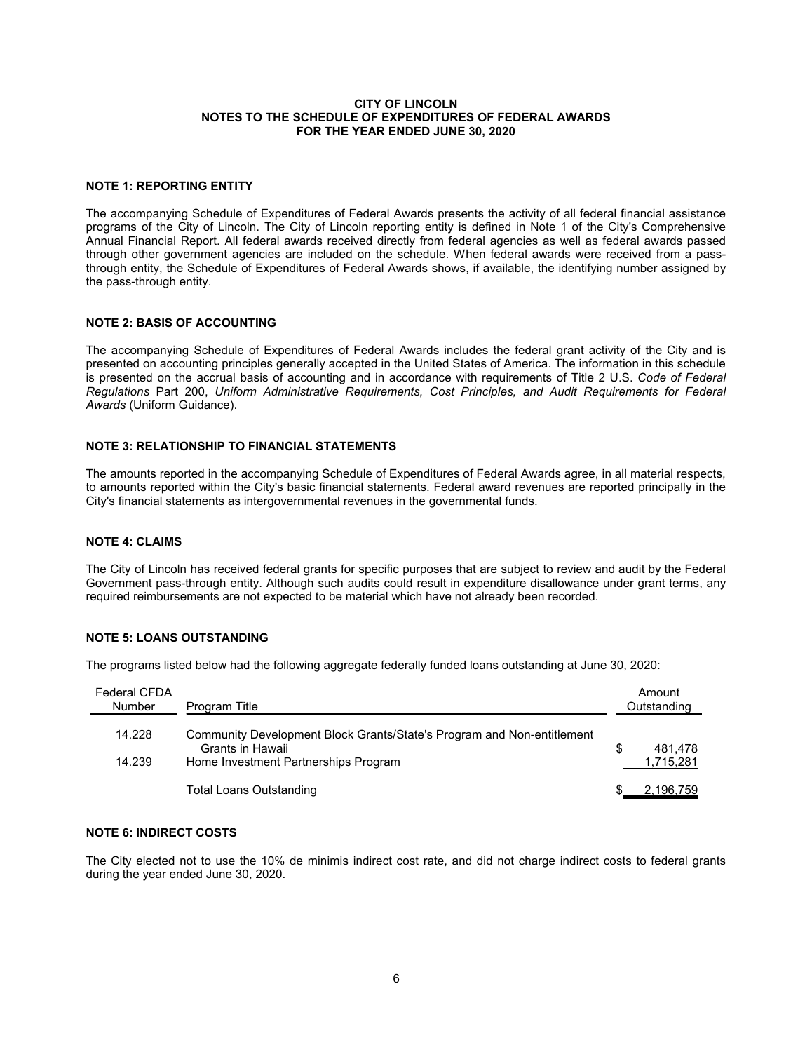# CITY OF LINCOLN
## NOTES TO THE SCHEDULE OF EXPENDITURES OF FEDERAL AWARDS
## FOR THE YEAR ENDED JUNE 30, 2020

### NOTE 1: REPORTING ENTITY

The accompanying Schedule of Expenditures of Federal Awards presents the activity of all federal financial assistance programs of the City of Lincoln. The City of Lincoln reporting entity is defined in Note 1 of the City's Comprehensive Annual Financial Report. All federal awards received directly from federal agencies as well as federal awards passed through other government agencies are included on the schedule. When federal awards were received from a pass-through entity, the Schedule of Expenditures of Federal Awards shows, if available, the identifying number assigned by the pass-through entity.

### NOTE 2: BASIS OF ACCOUNTING

The accompanying Schedule of Expenditures of Federal Awards includes the federal grant activity of the City and is presented on accounting principles generally accepted in the United States of America. The information in this schedule is presented on the accrual basis of accounting and in accordance with requirements of Title 2 U.S. *Code of Federal Regulations* Part 200, *Uniform Administrative Requirements, Cost Principles, and Audit Requirements for Federal Awards* (Uniform Guidance).

### NOTE 3: RELATIONSHIP TO FINANCIAL STATEMENTS

The amounts reported in the accompanying Schedule of Expenditures of Federal Awards agree, in all material respects, to amounts reported within the City's basic financial statements. Federal award revenues are reported principally in the City's financial statements as intergovernmental revenues in the governmental funds.

### NOTE 4: CLAIMS

The City of Lincoln has received federal grants for specific purposes that are subject to review and audit by the Federal Government pass-through entity. Although such audits could result in expenditure disallowance under grant terms, any required reimbursements are not expected to be material which have not already been recorded.

### NOTE 5: LOANS OUTSTANDING

The programs listed below had the following aggregate federally funded loans outstanding at June 30, 2020:

| Federal CFDA Number | Program Title | Amount Outstanding |
|---|---|---|
| 14.228 | Community Development Block Grants/State's Program and Non-entitlement Grants in Hawaii | $ 481,478 |
| 14.239 | Home Investment Partnerships Program | 1,715,281 |
| | Total Loans Outstanding | $ 2,196,759 |

### NOTE 6: INDIRECT COSTS

The City elected not to use the 10% de minimis indirect cost rate, and did not charge indirect costs to federal grants during the year ended June 30, 2020.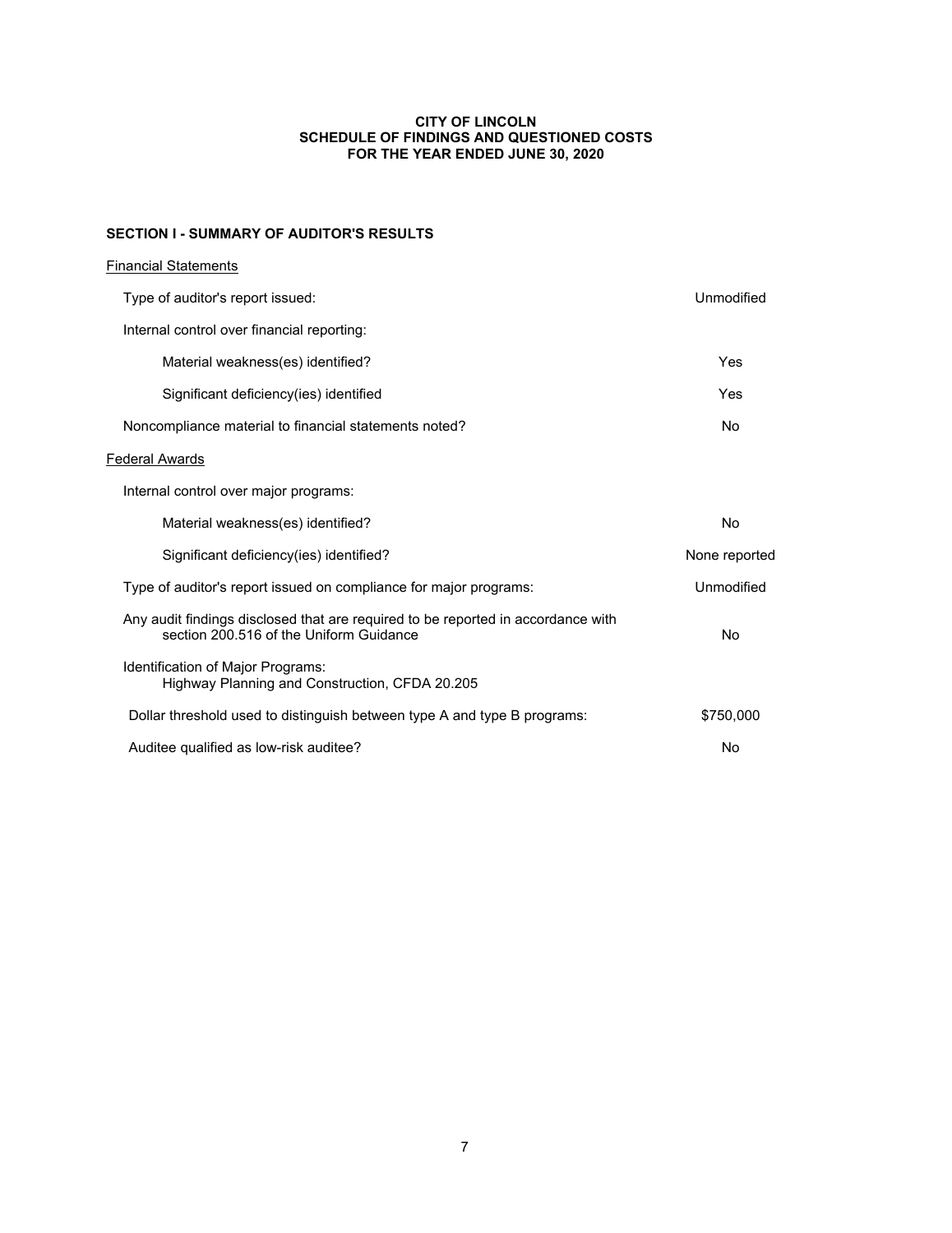# CITY OF LINCOLN
## SCHEDULE OF FINDINGS AND QUESTIONED COSTS
## FOR THE YEAR ENDED JUNE 30, 2020

### SECTION I - SUMMARY OF AUDITOR'S RESULTS

<u>Financial Statements</u>

| | |
|---|---|
| Type of auditor's report issued: | Unmodified |
| Internal control over financial reporting: | |
| Material weakness(es) identified? | Yes |
| Significant deficiency(ies) identified | Yes |
| Noncompliance material to financial statements noted? | No |

<u>Federal Awards</u>

| | |
|---|---|
| Internal control over major programs: | |
| Material weakness(es) identified? | No |
| Significant deficiency(ies) identified? | None reported |
| Type of auditor's report issued on compliance for major programs: | Unmodified |
| Any audit findings disclosed that are required to be reported in accordance with section 200.516 of the Uniform Guidance | No |
| Identification of Major Programs: Highway Planning and Construction, CFDA 20.205 | |
| Dollar threshold used to distinguish between type A and type B programs: | $750,000 |
| Auditee qualified as low-risk auditee? | No |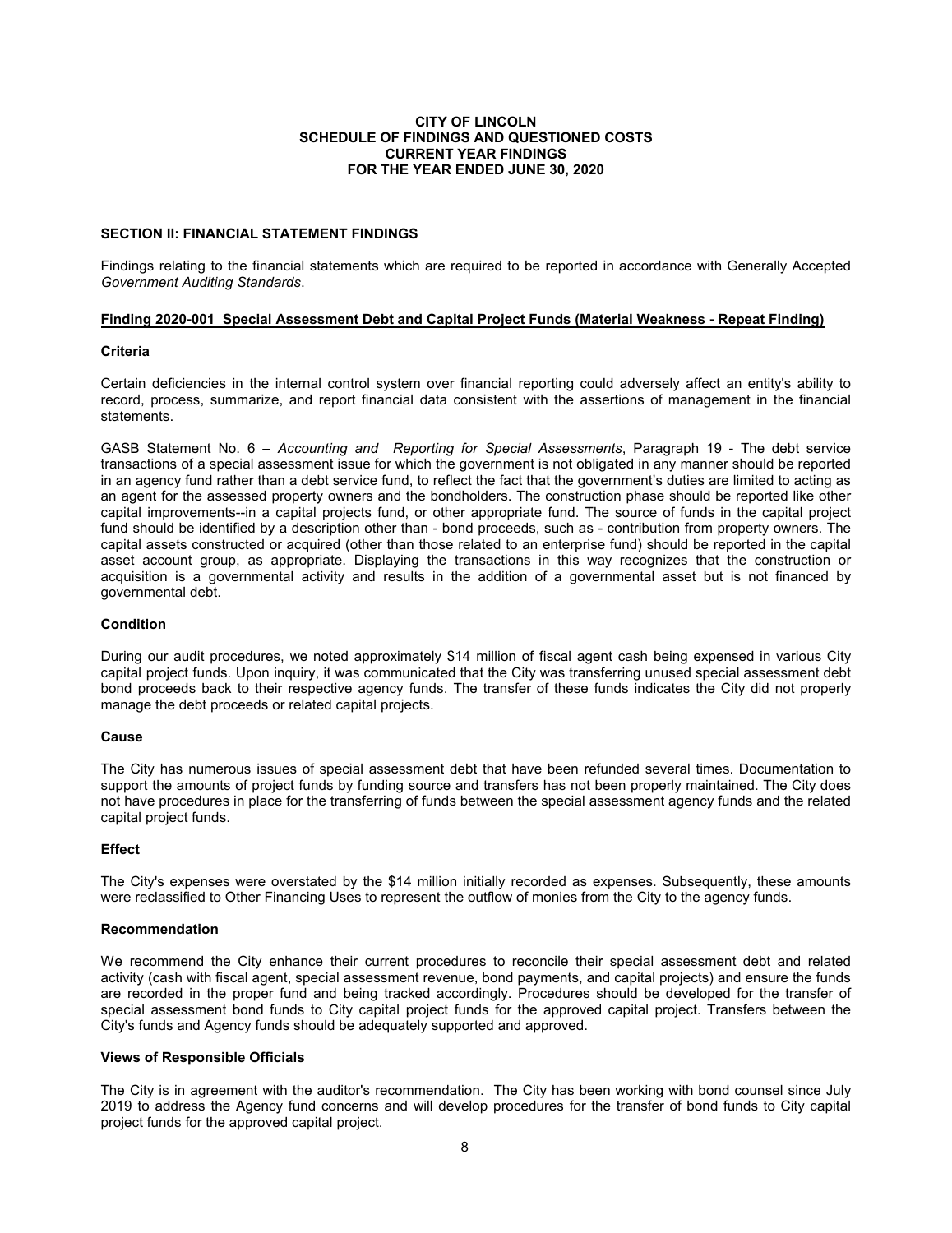**CITY OF LINCOLN**
**SCHEDULE OF FINDINGS AND QUESTIONED COSTS**
**CURRENT YEAR FINDINGS**
**FOR THE YEAR ENDED JUNE 30, 2020**

## SECTION II: FINANCIAL STATEMENT FINDINGS

Findings relating to the financial statements which are required to be reported in accordance with Generally Accepted *Government Auditing Standards*.

### Finding 2020-001 Special Assessment Debt and Capital Project Funds (Material Weakness - Repeat Finding)

**Criteria**

Certain deficiencies in the internal control system over financial reporting could adversely affect an entity's ability to record, process, summarize, and report financial data consistent with the assertions of management in the financial statements.

GASB Statement No. 6 – *Accounting and Reporting for Special Assessments*, Paragraph 19 - The debt service transactions of a special assessment issue for which the government is not obligated in any manner should be reported in an agency fund rather than a debt service fund, to reflect the fact that the government's duties are limited to acting as an agent for the assessed property owners and the bondholders. The construction phase should be reported like other capital improvements--in a capital projects fund, or other appropriate fund. The source of funds in the capital project fund should be identified by a description other than - bond proceeds, such as - contribution from property owners. The capital assets constructed or acquired (other than those related to an enterprise fund) should be reported in the capital asset account group, as appropriate. Displaying the transactions in this way recognizes that the construction or acquisition is a governmental activity and results in the addition of a governmental asset but is not financed by governmental debt.

**Condition**

During our audit procedures, we noted approximately $14 million of fiscal agent cash being expensed in various City capital project funds. Upon inquiry, it was communicated that the City was transferring unused special assessment debt bond proceeds back to their respective agency funds. The transfer of these funds indicates the City did not properly manage the debt proceeds or related capital projects.

**Cause**

The City has numerous issues of special assessment debt that have been refunded several times. Documentation to support the amounts of project funds by funding source and transfers has not been properly maintained. The City does not have procedures in place for the transferring of funds between the special assessment agency funds and the related capital project funds.

**Effect**

The City's expenses were overstated by the $14 million initially recorded as expenses. Subsequently, these amounts were reclassified to Other Financing Uses to represent the outflow of monies from the City to the agency funds.

**Recommendation**

We recommend the City enhance their current procedures to reconcile their special assessment debt and related activity (cash with fiscal agent, special assessment revenue, bond payments, and capital projects) and ensure the funds are recorded in the proper fund and being tracked accordingly. Procedures should be developed for the transfer of special assessment bond funds to City capital project funds for the approved capital project. Transfers between the City's funds and Agency funds should be adequately supported and approved.

**Views of Responsible Officials**

The City is in agreement with the auditor's recommendation. The City has been working with bond counsel since July 2019 to address the Agency fund concerns and will develop procedures for the transfer of bond funds to City capital project funds for the approved capital project.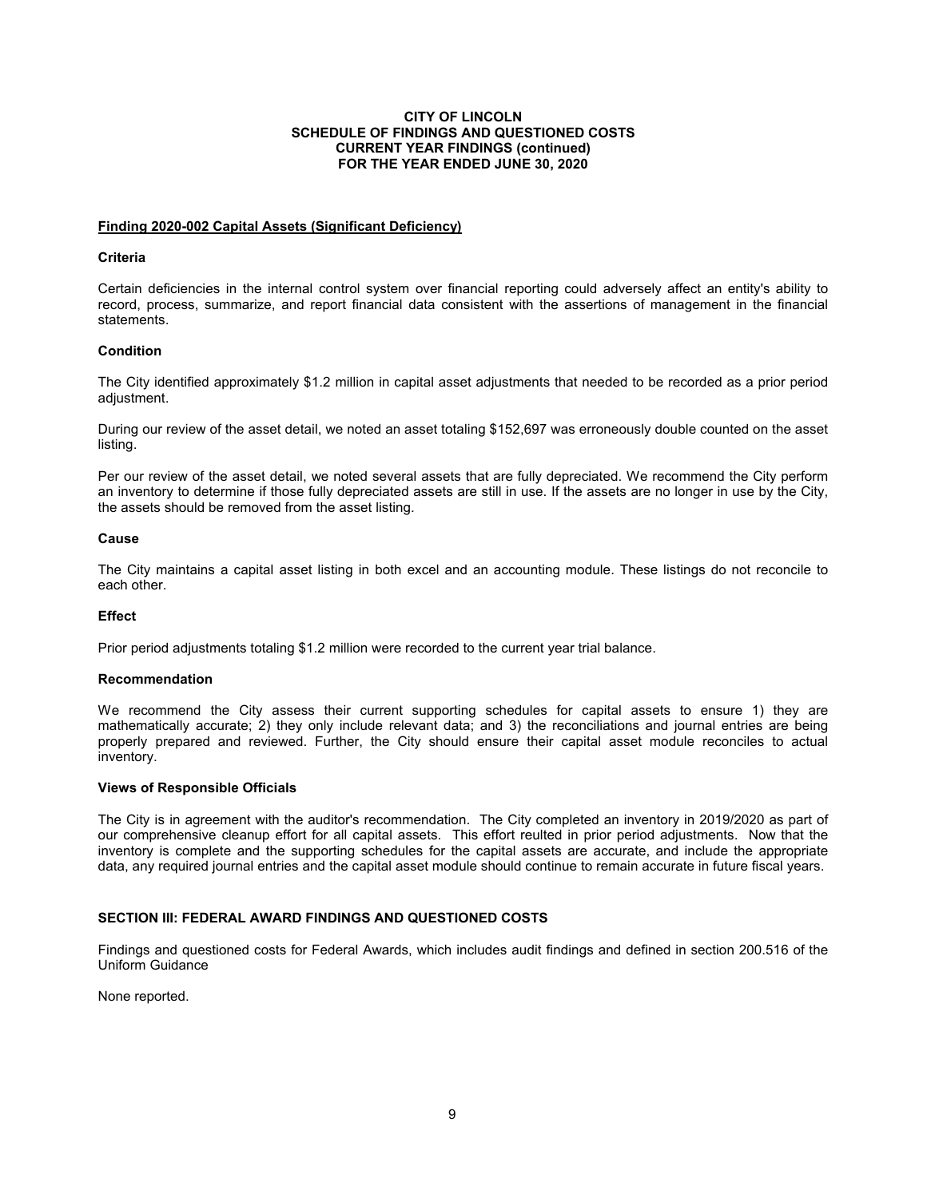**CITY OF LINCOLN**
**SCHEDULE OF FINDINGS AND QUESTIONED COSTS**
**CURRENT YEAR FINDINGS (continued)**
**FOR THE YEAR ENDED JUNE 30, 2020**

**Finding 2020-002 Capital Assets (Significant Deficiency)**

**Criteria**

Certain deficiencies in the internal control system over financial reporting could adversely affect an entity's ability to record, process, summarize, and report financial data consistent with the assertions of management in the financial statements.

**Condition**

The City identified approximately $1.2 million in capital asset adjustments that needed to be recorded as a prior period adjustment.

During our review of the asset detail, we noted an asset totaling $152,697 was erroneously double counted on the asset listing.

Per our review of the asset detail, we noted several assets that are fully depreciated. We recommend the City perform an inventory to determine if those fully depreciated assets are still in use. If the assets are no longer in use by the City, the assets should be removed from the asset listing.

**Cause**

The City maintains a capital asset listing in both excel and an accounting module. These listings do not reconcile to each other.

**Effect**

Prior period adjustments totaling $1.2 million were recorded to the current year trial balance.

**Recommendation**

We recommend the City assess their current supporting schedules for capital assets to ensure 1) they are mathematically accurate; 2) they only include relevant data; and 3) the reconciliations and journal entries are being properly prepared and reviewed. Further, the City should ensure their capital asset module reconciles to actual inventory.

**Views of Responsible Officials**

The City is in agreement with the auditor's recommendation. The City completed an inventory in 2019/2020 as part of our comprehensive cleanup effort for all capital assets. This effort reulted in prior period adjustments. Now that the inventory is complete and the supporting schedules for the capital assets are accurate, and include the appropriate data, any required journal entries and the capital asset module should continue to remain accurate in future fiscal years.

**SECTION III: FEDERAL AWARD FINDINGS AND QUESTIONED COSTS**

Findings and questioned costs for Federal Awards, which includes audit findings and defined in section 200.516 of the Uniform Guidance

None reported.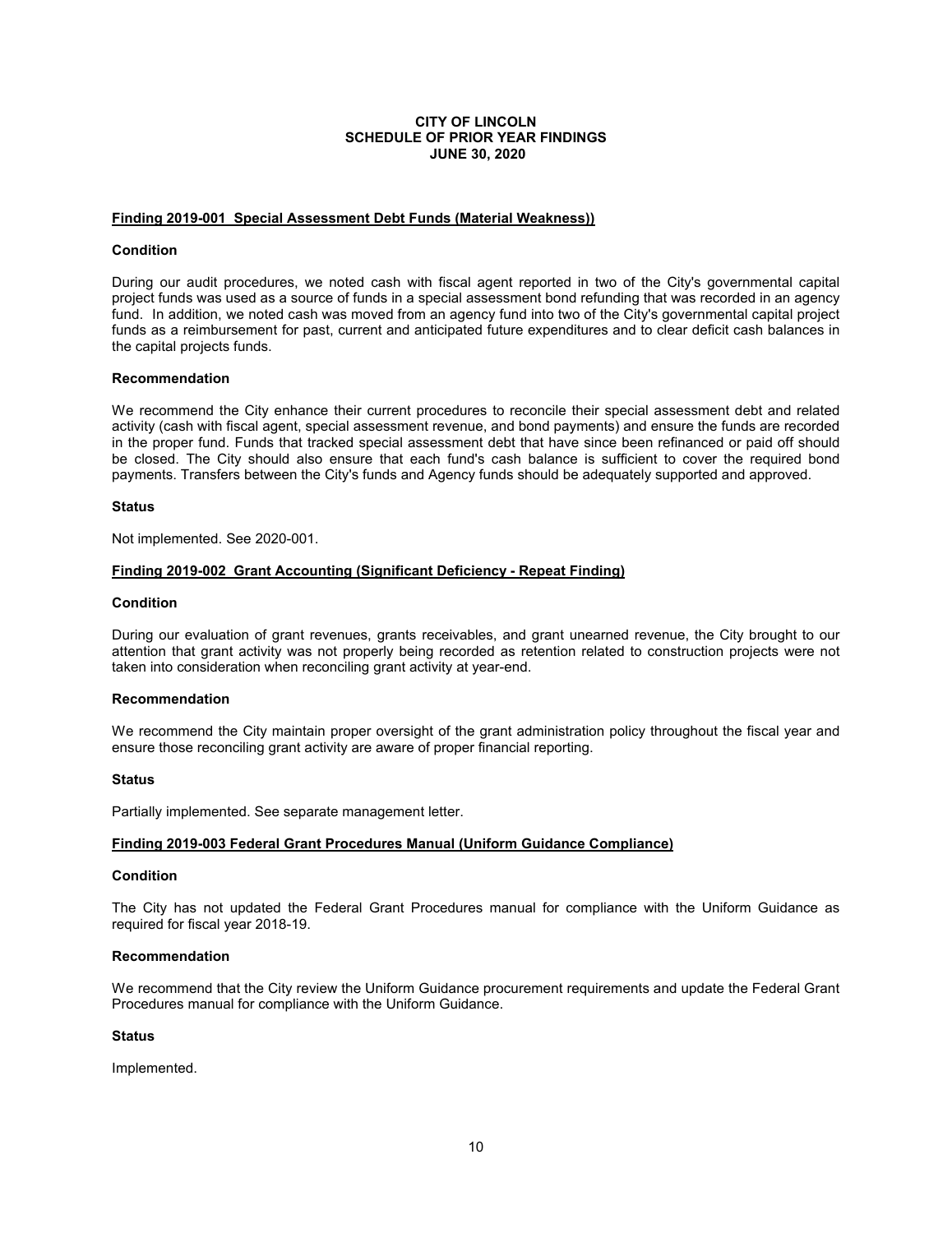# CITY OF LINCOLN
## SCHEDULE OF PRIOR YEAR FINDINGS
## JUNE 30, 2020

### Finding 2019-001 Special Assessment Debt Funds (Material Weakness))

**Condition**

During our audit procedures, we noted cash with fiscal agent reported in two of the City's governmental capital project funds was used as a source of funds in a special assessment bond refunding that was recorded in an agency fund. In addition, we noted cash was moved from an agency fund into two of the City's governmental capital project funds as a reimbursement for past, current and anticipated future expenditures and to clear deficit cash balances in the capital projects funds.

**Recommendation**

We recommend the City enhance their current procedures to reconcile their special assessment debt and related activity (cash with fiscal agent, special assessment revenue, and bond payments) and ensure the funds are recorded in the proper fund. Funds that tracked special assessment debt that have since been refinanced or paid off should be closed. The City should also ensure that each fund's cash balance is sufficient to cover the required bond payments. Transfers between the City's funds and Agency funds should be adequately supported and approved.

**Status**

Not implemented. See 2020-001.

### Finding 2019-002 Grant Accounting (Significant Deficiency - Repeat Finding)

**Condition**

During our evaluation of grant revenues, grants receivables, and grant unearned revenue, the City brought to our attention that grant activity was not properly being recorded as retention related to construction projects were not taken into consideration when reconciling grant activity at year-end.

**Recommendation**

We recommend the City maintain proper oversight of the grant administration policy throughout the fiscal year and ensure those reconciling grant activity are aware of proper financial reporting.

**Status**

Partially implemented. See separate management letter.

### Finding 2019-003 Federal Grant Procedures Manual (Uniform Guidance Compliance)

**Condition**

The City has not updated the Federal Grant Procedures manual for compliance with the Uniform Guidance as required for fiscal year 2018-19.

**Recommendation**

We recommend that the City review the Uniform Guidance procurement requirements and update the Federal Grant Procedures manual for compliance with the Uniform Guidance.

**Status**

Implemented.